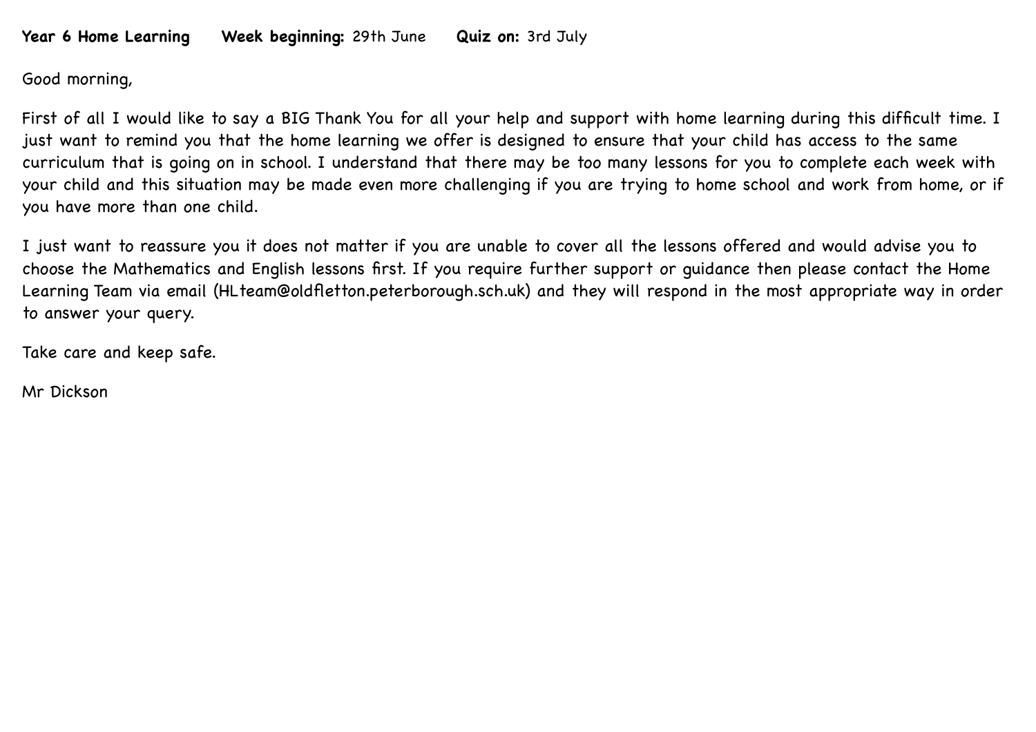**Year 6 Home Learning** **Week beginning:** 29th June **Quiz on:** 3rd July

Good morning,

First of all I would like to say a BIG Thank You for all your help and support with home learning during this difficult time. I just want to remind you that the home learning we offer is designed to ensure that your child has access to the same curriculum that is going on in school. I understand that there may be too many lessons for you to complete each week with your child and this situation may be made even more challenging if you are trying to home school and work from home, or if you have more than one child.

I just want to reassure you it does not matter if you are unable to cover all the lessons offered and would advise you to choose the Mathematics and English lessons first. If you require further support or guidance then please contact the Home Learning Team via email (HLteam@oldfletton.peterborough.sch.uk) and they will respond in the most appropriate way in order to answer your query.

Take care and keep safe.

Mr Dickson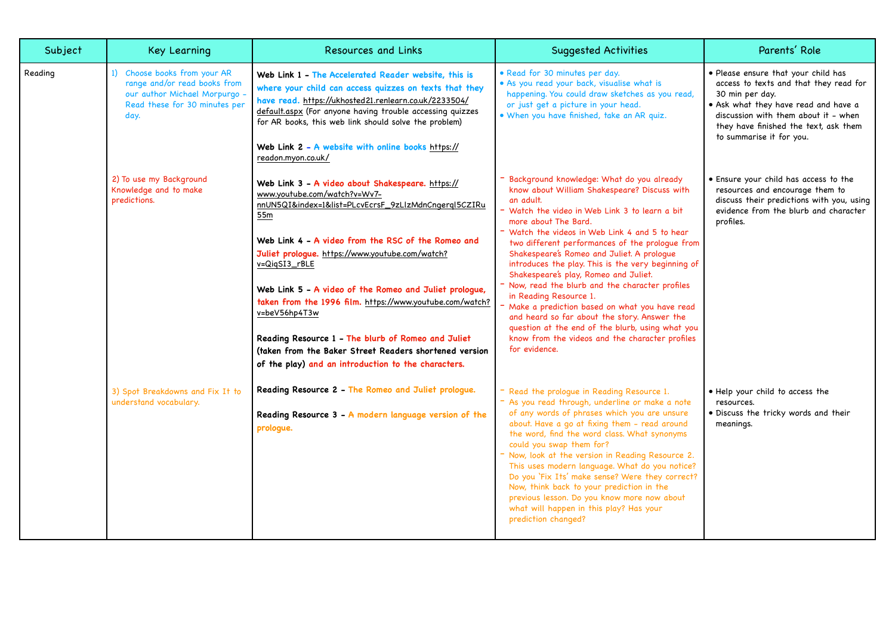| Subject | Key Learning | Resources and Links | Suggested Activities | Parents' Role |
|---|---|---|---|---|
| Reading | 1) Choose books from your AR range and/or read books from our author Michael Morpurgo – Read these for 30 minutes per day. | **Web Link 1 – The Accelerated Reader website, this is where your child can access quizzes on texts that they have read.** https://ukhosted21.renlearn.co.uk/2233504/default.aspx (For anyone having trouble accessing quizzes for AR books, this web link should solve the problem)<br><br>**Web Link 2 – A website with online books** https://readon.myon.co.uk/ | • Read for 30 minutes per day.<br>• As you read your back, visualise what is happening. You could draw sketches as you read, or just get a picture in your head.<br>• When you have finished, take an AR quiz. | • Please ensure that your child has access to texts and that they read for 30 min per day.<br>• Ask what they have read and have a discussion with them about it – when they have finished the text, ask them to summarise it for you. |
| | 2) To use my Background Knowledge and to make predictions. | **Web Link 3 – A video about Shakespeare.** https://www.youtube.com/watch?v=Wv7-nnUN5QI&index=1&list=PLcvEcrsF_9zLlzMdnCngerql5CZIRu55m<br><br>**Web Link 4 – A video from the RSC of the Romeo and Juliet prologue.** https://www.youtube.com/watch?v=QiqSI3_rBLE<br><br>**Web Link 5 – A video of the Romeo and Juliet prologue, taken from the 1996 film.** https://www.youtube.com/watch?v=beV56hp4T3w<br><br>**Reading Resource 1 – The blurb of Romeo and Juliet (taken from the Baker Street Readers shortened version of the play) and an introduction to the characters.** | - Background knowledge: What do you already know about William Shakespeare? Discuss with an adult.<br>- Watch the video in Web Link 3 to learn a bit more about The Bard.<br>- Watch the videos in Web Link 4 and 5 to hear two different performances of the prologue from Shakespeare's Romeo and Juliet. A prologue introduces the play. This is the very beginning of Shakespeare's play, Romeo and Juliet.<br>- Now, read the blurb and the character profiles in Reading Resource 1.<br>- Make a prediction based on what you have read and heard so far about the story. Answer the question at the end of the blurb, using what you know from the videos and the character profiles for evidence. | • Ensure your child has access to the resources and encourage them to discuss their predictions with you, using evidence from the blurb and character profiles. |
| | 3) Spot Breakdowns and Fix It to understand vocabulary. | **Reading Resource 2 – The Romeo and Juliet prologue.**<br><br>**Reading Resource 3 – A modern language version of the prologue.** | - Read the prologue in Reading Resource 1.<br>- As you read through, underline or make a note of any words of phrases which you are unsure about. Have a go at fixing them – read around the word, find the word class. What synonyms could you swap them for?<br>- Now, look at the version in Reading Resource 2. This uses modern language. What do you notice? Do you 'Fix Its' make sense? Were they correct? Now, think back to your prediction in the previous lesson. Do you know more now about what will happen in this play? Has your prediction changed? | • Help your child to access the resources.<br>• Discuss the tricky words and their meanings. |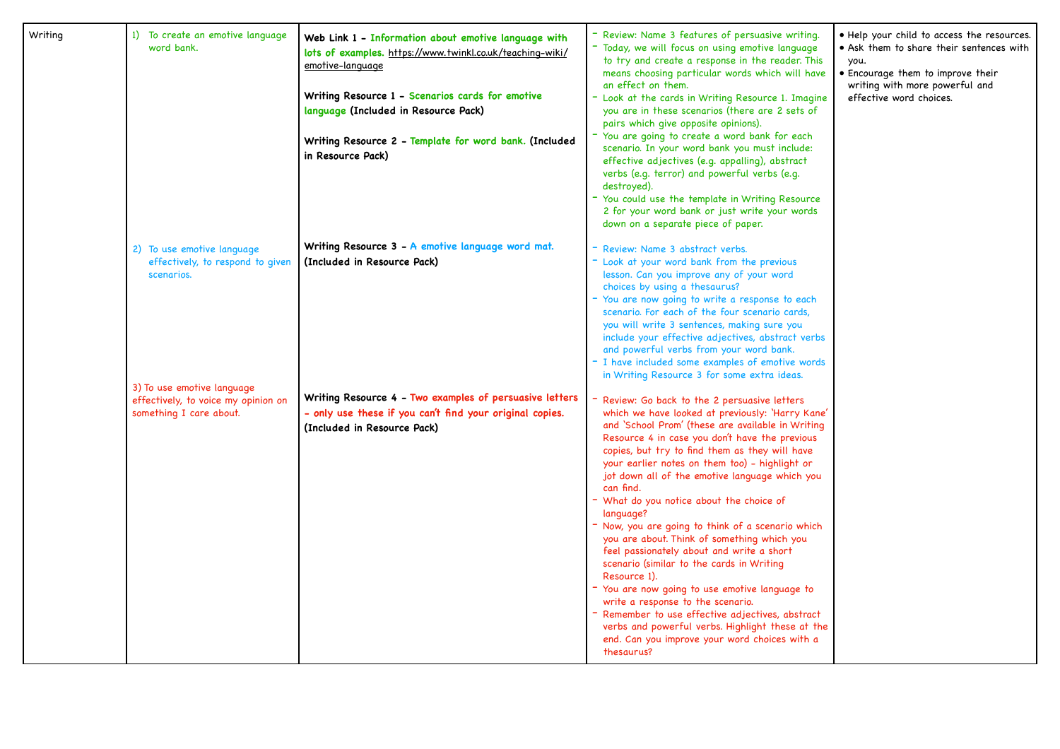| Writing | 1) To create an emotive language word bank. | **Web Link 1 - Information about emotive language with lots of examples.** https://www.twinkl.co.uk/teaching-wiki/emotive-language<br><br>**Writing Resource 1 - Scenarios cards for emotive language (Included in Resource Pack)**<br><br>**Writing Resource 2 - Template for word bank. (Included in Resource Pack)** | - Review: Name 3 features of persuasive writing.<br>- Today, we will focus on using emotive language to try and create a response in the reader. This means choosing particular words which will have an effect on them.<br>- Look at the cards in Writing Resource 1. Imagine you are in these scenarios (there are 2 sets of pairs which give opposite opinions).<br>- You are going to create a word bank for each scenario. In your word bank you must include: effective adjectives (e.g. appalling), abstract verbs (e.g. terror) and powerful verbs (e.g. destroyed).<br>- You could use the template in Writing Resource 2 for your word bank or just write your words down on a separate piece of paper. | • Help your child to access the resources.<br>• Ask them to share their sentences with you.<br>• Encourage them to improve their writing with more powerful and effective word choices. |
|---|---|---|---|---|
| | 2) To use emotive language effectively, to respond to given scenarios. | **Writing Resource 3 - A emotive language word mat. (Included in Resource Pack)** | - Review: Name 3 abstract verbs.<br>- Look at your word bank from the previous lesson. Can you improve any of your word choices by using a thesaurus?<br>- You are now going to write a response to each scenario. For each of the four scenario cards, you will write 3 sentences, making sure you include your effective adjectives, abstract verbs and powerful verbs from your word bank.<br>- I have included some examples of emotive words in Writing Resource 3 for some extra ideas. | |
| | 3) To use emotive language effectively, to voice my opinion on something I care about. | **Writing Resource 4 - Two examples of persuasive letters - only use these if you can't find your original copies. (Included in Resource Pack)** | - Review: Go back to the 2 persuasive letters which we have looked at previously: 'Harry Kane' and 'School Prom' (these are available in Writing Resource 4 in case you don't have the previous copies, but try to find them as they will have your earlier notes on them too) - highlight or jot down all of the emotive language which you can find.<br>- What do you notice about the choice of language?<br>- Now, you are going to think of a scenario which you are about. Think of something which you feel passionately about and write a short scenario (similar to the cards in Writing Resource 1).<br>- You are now going to use emotive language to write a response to the scenario.<br>- Remember to use effective adjectives, abstract verbs and powerful verbs. Highlight these at the end. Can you improve your word choices with a thesaurus? | |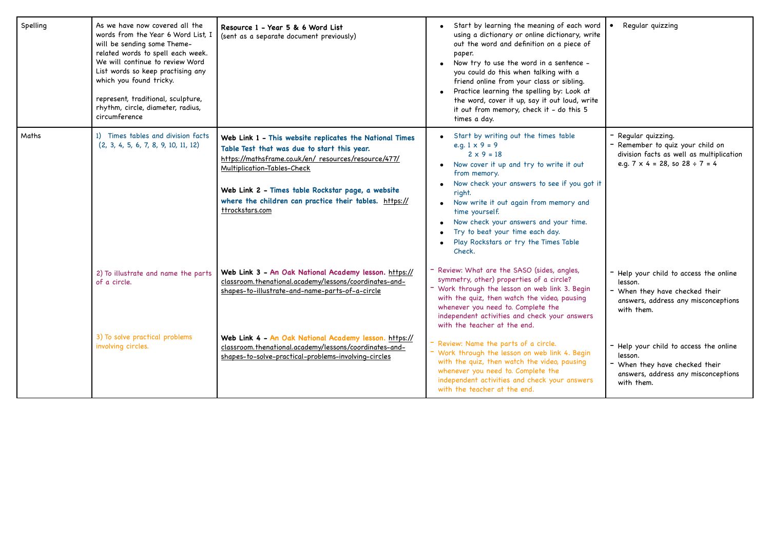| Spelling | As we have now covered all the words from the Year 6 Word List, I will be sending some Theme-related words to spell each week. We will continue to review Word List words so keep practising any which you found tricky.<br><br>represent, traditional, sculpture, rhythm, circle, diameter, radius, circumference | **Resource 1 - Year 5 & 6 Word List**<br>(sent as a separate document previously) | • Start by learning the meaning of each word using a dictionary or online dictionary, write out the word and definition on a piece of paper.<br>• Now try to use the word in a sentence - you could do this when talking with a friend online from your class or sibling.<br>• Practice learning the spelling by: Look at the word, cover it up, say it out loud, write it out from memory, check it - do this 5 times a day. | • Regular quizzing |
|---|---|---|---|---|
| Maths | 1) Times tables and division facts (2, 3, 4, 5, 6, 7, 8, 9, 10, 11, 12) | **Web Link 1 - This website replicates the National Times Table Test that was due to start this year.** https://mathsframe.co.uk/en/ resources/resource/477/ Multiplication-Tables-Check<br><br>**Web Link 2 - Times table Rockstar page, a website where the children can practice their tables.** https://ttrockstars.com | • Start by writing out the times table e.g. 1 x 9 = 9<br>2 x 9 = 18<br>• Now cover it up and try to write it out from memory.<br>• Now check your answers to see if you got it right.<br>• Now write it out again from memory and time yourself.<br>• Now check your answers and your time.<br>• Try to beat your time each day.<br>• Play Rockstars or try the Times Table Check. | - Regular quizzing.<br>- Remember to quiz your child on division facts as well as multiplication e.g. 7 x 4 = 28, so 28 ÷ 7 = 4 |
| | 2) To illustrate and name the parts of a circle. | **Web Link 3 - An Oak National Academy lesson.** https://classroom.thenational.academy/lessons/coordinates-and-shapes-to-illustrate-and-name-parts-of-a-circle | - Review: What are the SASO (sides, angles, symmetry, other) properties of a circle?<br>- Work through the lesson on web link 3. Begin with the quiz, then watch the video, pausing whenever you need to. Complete the independent activities and check your answers with the teacher at the end. | - Help your child to access the online lesson.<br>- When they have checked their answers, address any misconceptions with them. |
| | 3) To solve practical problems involving circles. | **Web Link 4 - An Oak National Academy lesson.** https://classroom.thenational.academy/lessons/coordinates-and-shapes-to-solve-practical-problems-involving-circles | - Review: Name the parts of a circle.<br>- Work through the lesson on web link 4. Begin with the quiz, then watch the video, pausing whenever you need to. Complete the independent activities and check your answers with the teacher at the end. | - Help your child to access the online lesson.<br>- When they have checked their answers, address any misconceptions with them. |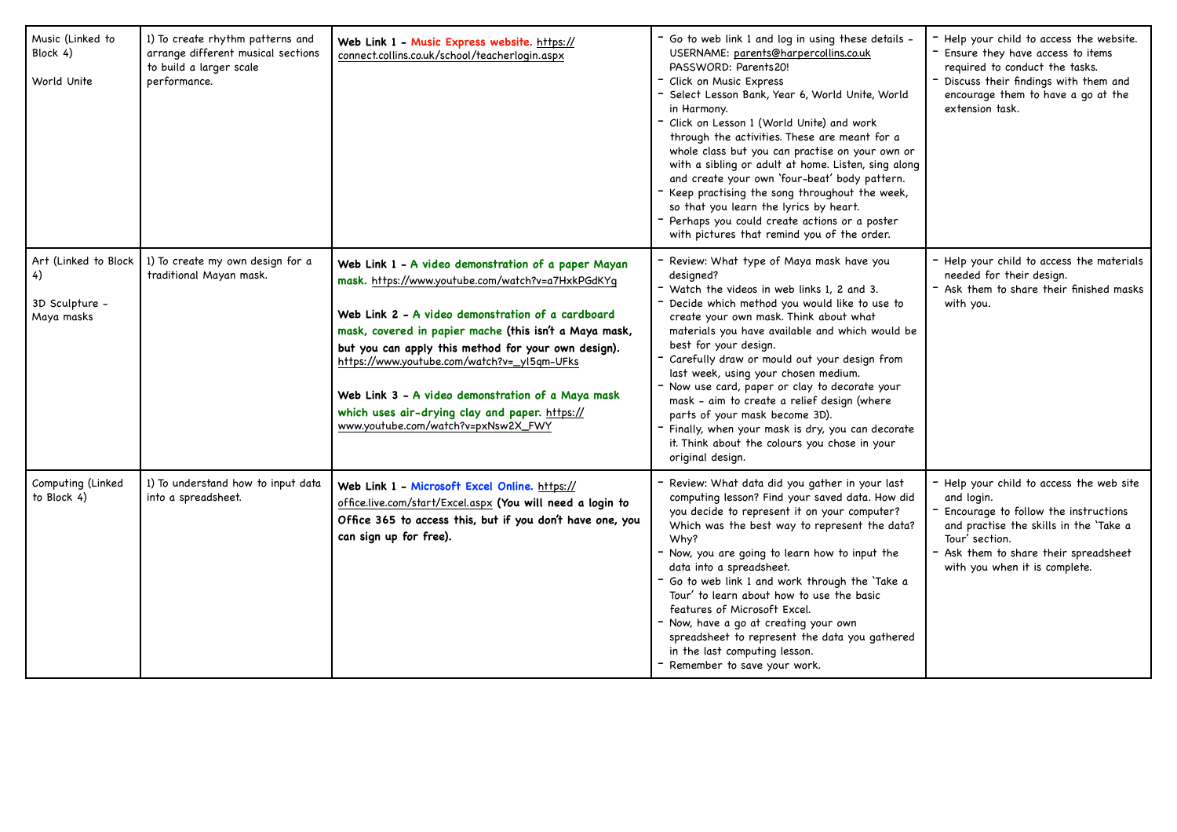| | | | | |
|---|---|---|---|---|
| Music (Linked to Block 4)<br><br>World Unite | 1) To create rhythm patterns and arrange different musical sections to build a larger scale performance. | **Web Link 1 - Music Express website.** https://connect.collins.co.uk/school/teacherlogin.aspx | - Go to web link 1 and log in using these details - USERNAME: parents@harpercollins.co.uk PASSWORD: Parents20!<br>- Click on Music Express<br>- Select Lesson Bank, Year 6, World Unite, World in Harmony.<br>- Click on Lesson 1 (World Unite) and work through the activities. These are meant for a whole class but you can practise on your own or with a sibling or adult at home. Listen, sing along and create your own 'four-beat' body pattern.<br>- Keep practising the song throughout the week, so that you learn the lyrics by heart.<br>- Perhaps you could create actions or a poster with pictures that remind you of the order. | - Help your child to access the website.<br>- Ensure they have access to items required to conduct the tasks.<br>- Discuss their findings with them and encourage them to have a go at the extension task. |
| Art (Linked to Block 4)<br><br>3D Sculpture - Maya masks | 1) To create my own design for a traditional Mayan mask. | **Web Link 1 - A video demonstration of a paper Mayan mask.** https://www.youtube.com/watch?v=a7HxkPGdKYg<br><br>**Web Link 2 - A video demonstration of a cardboard mask, covered in papier mache (this isn't a Maya mask, but you can apply this method for your own design).** https://www.youtube.com/watch?v=_yI5qm-UFks<br><br>**Web Link 3 - A video demonstration of a Maya mask which uses air-drying clay and paper.** https://www.youtube.com/watch?v=pxNsw2X_FWY | - Review: What type of Maya mask have you designed?<br>- Watch the videos in web links 1, 2 and 3.<br>- Decide which method you would like to use to create your own mask. Think about what materials you have available and which would be best for your design.<br>- Carefully draw or mould out your design from last week, using your chosen medium.<br>- Now use card, paper or clay to decorate your mask - aim to create a relief design (where parts of your mask become 3D).<br>- Finally, when your mask is dry, you can decorate it. Think about the colours you chose in your original design. | - Help your child to access the materials needed for their design.<br>- Ask them to share their finished masks with you. |
| Computing (Linked to Block 4) | 1) To understand how to input data into a spreadsheet. | **Web Link 1 - Microsoft Excel Online.** https://office.live.com/start/Excel.aspx **(You will need a login to Office 365 to access this, but if you don't have one, you can sign up for free).** | - Review: What data did you gather in your last computing lesson? Find your saved data. How did you decide to represent it on your computer? Which was the best way to represent the data? Why?<br>- Now, you are going to learn how to input the data into a spreadsheet.<br>- Go to web link 1 and work through the 'Take a Tour' to learn about how to use the basic features of Microsoft Excel.<br>- Now, have a go at creating your own spreadsheet to represent the data you gathered in the last computing lesson.<br>- Remember to save your work. | - Help your child to access the web site and login.<br>- Encourage to follow the instructions and practise the skills in the 'Take a Tour' section.<br>- Ask them to share their spreadsheet with you when it is complete. |